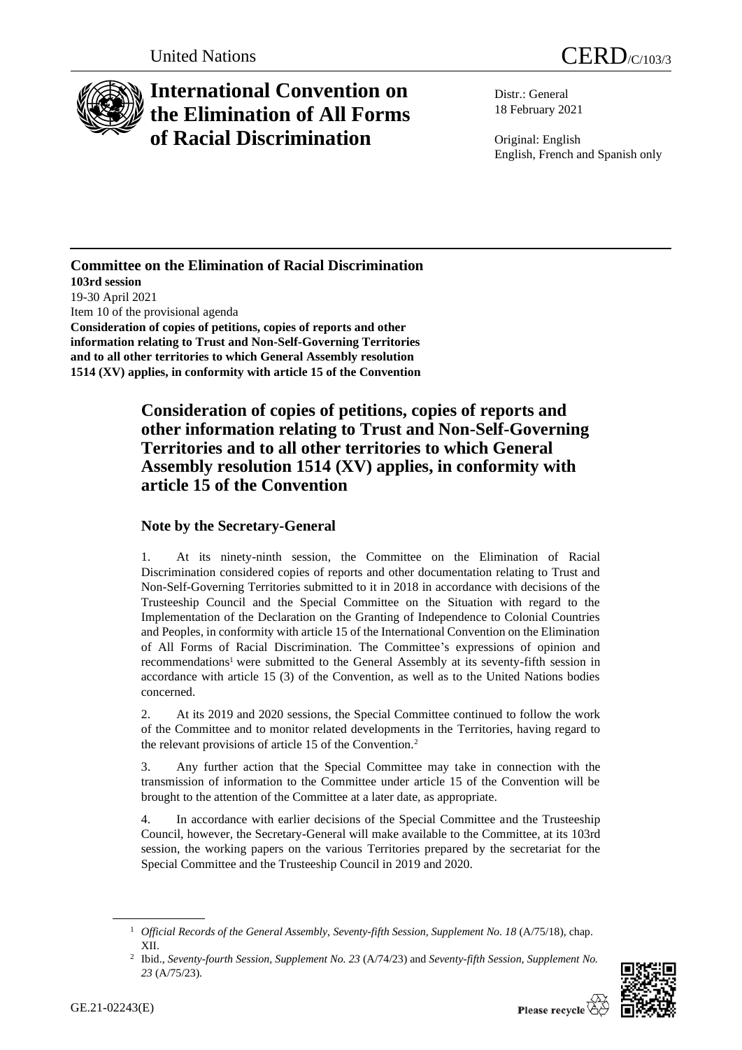United Nations

# CERD/C/103/3

# International Convention on the Elimination of All Forms of Racial Discrimination

Distr.: General
18 February 2021

Original: English
English, French and Spanish only

**Committee on the Elimination of Racial Discrimination**
**103rd session**
19-30 April 2021
Item 10 of the provisional agenda
**Consideration of copies of petitions, copies of reports and other information relating to Trust and Non-Self-Governing Territories and to all other territories to which General Assembly resolution 1514 (XV) applies, in conformity with article 15 of the Convention**

## Consideration of copies of petitions, copies of reports and other information relating to Trust and Non-Self-Governing Territories and to all other territories to which General Assembly resolution 1514 (XV) applies, in conformity with article 15 of the Convention

### Note by the Secretary-General

1. At its ninety-ninth session, the Committee on the Elimination of Racial Discrimination considered copies of reports and other documentation relating to Trust and Non-Self-Governing Territories submitted to it in 2018 in accordance with decisions of the Trusteeship Council and the Special Committee on the Situation with regard to the Implementation of the Declaration on the Granting of Independence to Colonial Countries and Peoples, in conformity with article 15 of the International Convention on the Elimination of All Forms of Racial Discrimination. The Committee's expressions of opinion and recommendations[1] were submitted to the General Assembly at its seventy-fifth session in accordance with article 15 (3) of the Convention, as well as to the United Nations bodies concerned.

2. At its 2019 and 2020 sessions, the Special Committee continued to follow the work of the Committee and to monitor related developments in the Territories, having regard to the relevant provisions of article 15 of the Convention.[2]

3. Any further action that the Special Committee may take in connection with the transmission of information to the Committee under article 15 of the Convention will be brought to the attention of the Committee at a later date, as appropriate.

4. In accordance with earlier decisions of the Special Committee and the Trusteeship Council, however, the Secretary-General will make available to the Committee, at its 103rd session, the working papers on the various Territories prepared by the secretariat for the Special Committee and the Trusteeship Council in 2019 and 2020.

[1] *Official Records of the General Assembly, Seventy-fifth Session, Supplement No. 18* (A/75/18), chap. XII.

[2] Ibid., *Seventy-fourth Session, Supplement No. 23* (A/74/23) and *Seventy-fifth Session, Supplement No. 23* (A/75/23).

GE.21-02243(E)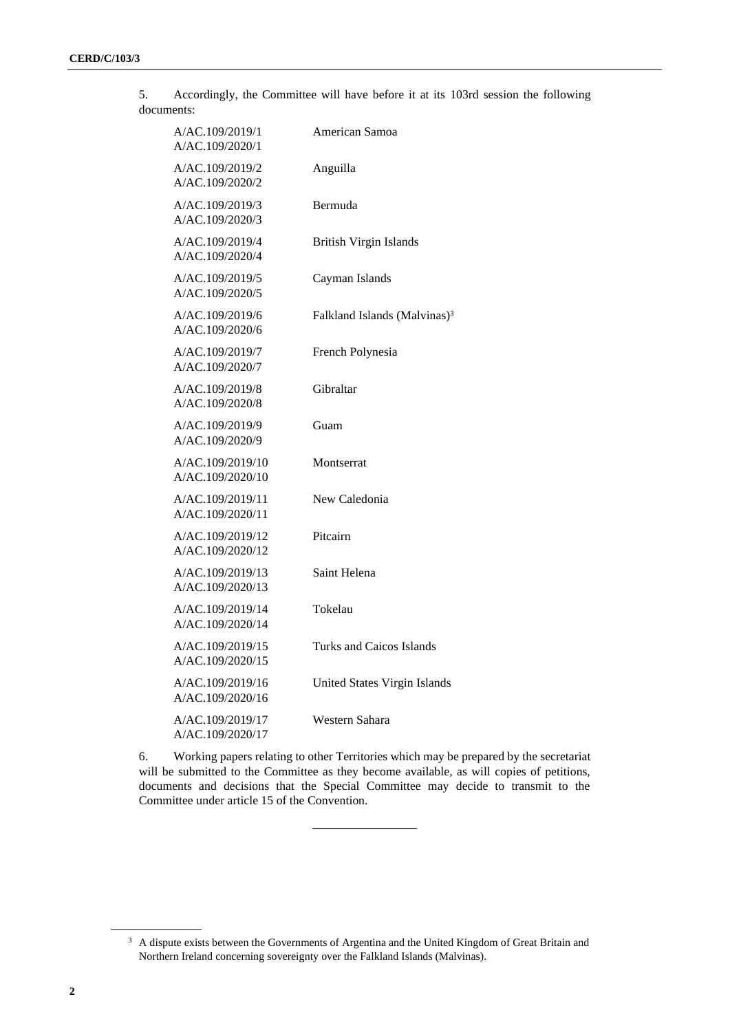5. Accordingly, the Committee will have before it at its 103rd session the following documents:

| | |
|---|---|
| A/AC.109/2019/1<br>A/AC.109/2020/1 | American Samoa |
| A/AC.109/2019/2<br>A/AC.109/2020/2 | Anguilla |
| A/AC.109/2019/3<br>A/AC.109/2020/3 | Bermuda |
| A/AC.109/2019/4<br>A/AC.109/2020/4 | British Virgin Islands |
| A/AC.109/2019/5<br>A/AC.109/2020/5 | Cayman Islands |
| A/AC.109/2019/6<br>A/AC.109/2020/6 | Falkland Islands (Malvinas)[3] |
| A/AC.109/2019/7<br>A/AC.109/2020/7 | French Polynesia |
| A/AC.109/2019/8<br>A/AC.109/2020/8 | Gibraltar |
| A/AC.109/2019/9<br>A/AC.109/2020/9 | Guam |
| A/AC.109/2019/10<br>A/AC.109/2020/10 | Montserrat |
| A/AC.109/2019/11<br>A/AC.109/2020/11 | New Caledonia |
| A/AC.109/2019/12<br>A/AC.109/2020/12 | Pitcairn |
| A/AC.109/2019/13<br>A/AC.109/2020/13 | Saint Helena |
| A/AC.109/2019/14<br>A/AC.109/2020/14 | Tokelau |
| A/AC.109/2019/15<br>A/AC.109/2020/15 | Turks and Caicos Islands |
| A/AC.109/2019/16<br>A/AC.109/2020/16 | United States Virgin Islands |
| A/AC.109/2019/17<br>A/AC.109/2020/17 | Western Sahara |

6. Working papers relating to other Territories which may be prepared by the secretariat will be submitted to the Committee as they become available, as will copies of petitions, documents and decisions that the Special Committee may decide to transmit to the Committee under article 15 of the Convention.

---

[3] A dispute exists between the Governments of Argentina and the United Kingdom of Great Britain and Northern Ireland concerning sovereignty over the Falkland Islands (Malvinas).